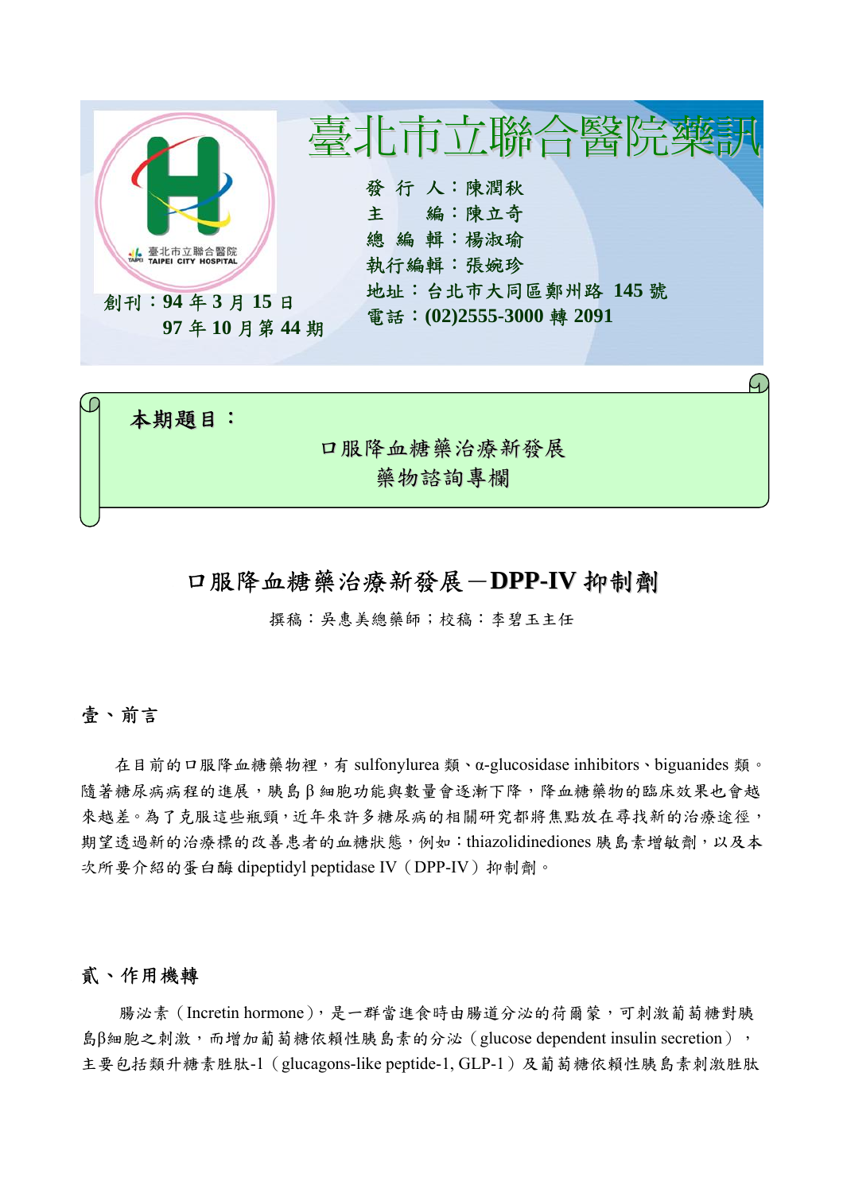# 臺北市立聯合醫院藥訊

發 行 人：陳潤秋
主　　編：陳立奇
總 編 輯：楊淑瑜
執行編輯：張婉珍
地址：台北市大同區鄭州路 **145** 號
電話：**(02)2555-3000** 轉 **2091**

創刊：**94** 年 **3** 月 **15** 日
**97** 年 **10** 月第 **44** 期

**本期題目：**

口服降血糖藥治療新發展
藥物諮詢專欄

## 口服降血糖藥治療新發展－DPP-IV 抑制劑

撰稿：吳惠美總藥師；校稿：李碧玉主任

### 壹、前言

在目前的口服降血糖藥物裡，有 sulfonylurea 類、α-glucosidase inhibitors、biguanides 類。隨著糖尿病病程的進展，胰島 β 細胞功能與數量會逐漸下降，降血糖藥物的臨床效果也會越來越差。為了克服這些瓶頸，近年來許多糖尿病的相關研究都將焦點放在尋找新的治療途徑，期望透過新的治療標的改善患者的血糖狀態，例如：thiazolidinediones 胰島素增敏劑，以及本次所要介紹的蛋白酶 dipeptidyl peptidase IV（DPP-IV）抑制劑。

### 貳、作用機轉

腸泌素（Incretin hormone），是一群當進食時由腸道分泌的荷爾蒙，可刺激葡萄糖對胰島β細胞之刺激，而增加葡萄糖依賴性胰島素的分泌（glucose dependent insulin secretion），主要包括類升糖素胜肽-1（glucagons-like peptide-1, GLP-1）及葡萄糖依賴性胰島素刺激胜肽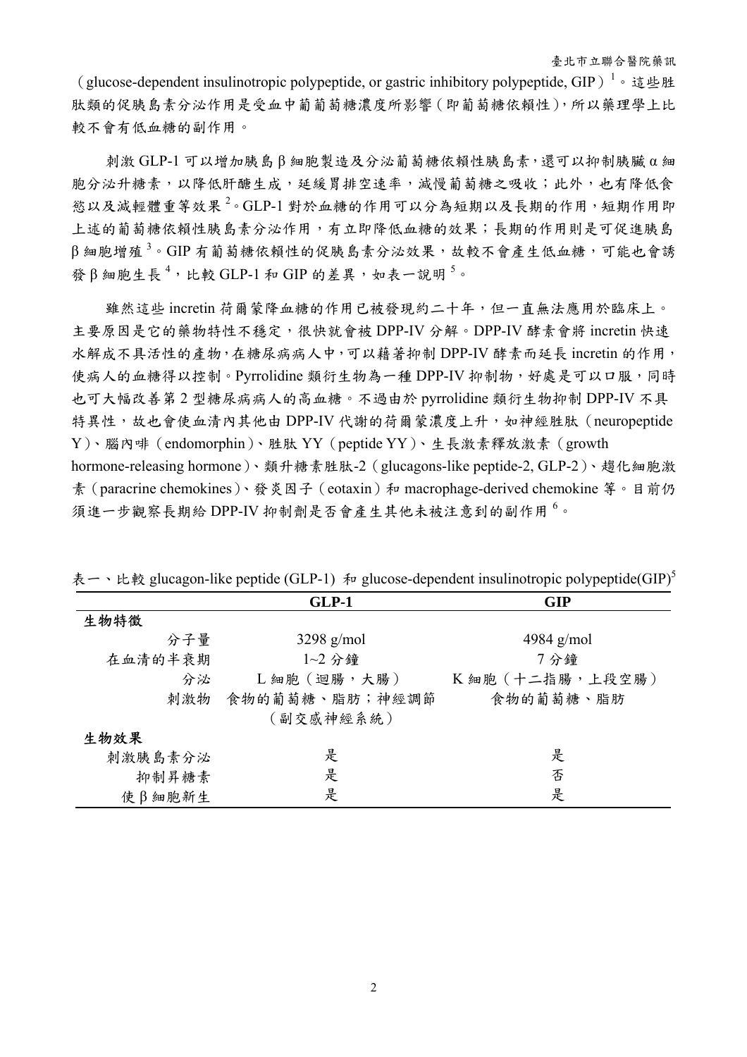（glucose-dependent insulinotropic polypeptide, or gastric inhibitory polypeptide, GIP）[1]。這些胜肽類的促胰島素分泌作用是受血中葡萄糖濃度所影響（即葡萄糖依賴性），所以藥理學上比較不會有低血糖的副作用。

刺激 GLP-1 可以增加胰島 β 細胞製造及分泌葡萄糖依賴性胰島素，還可以抑制胰臟 α 細胞分泌升糖素，以降低肝醣生成，延緩胃排空速率，減慢葡萄糖之吸收；此外，也有降低食慾以及減輕體重等效果[2]。GLP-1 對於血糖的作用可以分為短期以及長期的作用，短期作用即上述的葡萄糖依賴性胰島素分泌作用，有立即降低血糖的效果；長期的作用則是可促進胰島 β 細胞增殖[3]。GIP 有葡萄糖依賴性的促胰島素分泌效果，故較不會產生低血糖，可能也會誘發 β 細胞生長[4]，比較 GLP-1 和 GIP 的差異，如表一說明[5]。

雖然這些 incretin 荷爾蒙降血糖的作用已被發現約二十年，但一直無法應用於臨床上。主要原因是它的藥物特性不穩定，很快就會被 DPP-IV 分解。DPP-IV 酵素會將 incretin 快速水解成不具活性的產物，在糖尿病病人中，可以藉著抑制 DPP-IV 酵素而延長 incretin 的作用，使病人的血糖得以控制。Pyrrolidine 類衍生物為一種 DPP-IV 抑制物，好處是可以口服，同時也可大幅改善第 2 型糖尿病病人的高血糖。不過由於 pyrrolidine 類衍生物抑制 DPP-IV 不具特異性，故也會使血清內其他由 DPP-IV 代謝的荷爾蒙濃度上升，如神經胜肽（neuropeptide Y）、腦內啡（endomorphin）、胜肽 YY（peptide YY）、生長激素釋放激素（growth hormone-releasing hormone）、類升糖素胜肽-2（glucagons-like peptide-2, GLP-2）、趨化細胞激素（paracrine chemokines）、發炎因子（eotaxin）和 macrophage-derived chemokine 等。目前仍須進一步觀察長期給 DPP-IV 抑制劑是否會產生其他未被注意到的副作用[6]。

表一、比較 glucagon-like peptide (GLP-1) 和 glucose-dependent insulinotropic polypeptide(GIP)[5]

| | GLP-1 | GIP |
|---|---|---|
| **生物特徵** | | |
| 分子量 | 3298 g/mol | 4984 g/mol |
| 在血清的半衰期 | 1~2 分鐘 | 7 分鐘 |
| 分泌 | L 細胞（迴腸，大腸） | K 細胞（十二指腸，上段空腸） |
| 刺激物 | 食物的葡萄糖、脂肪；神經調節（副交感神經系統） | 食物的葡萄糖、脂肪 |
| **生物效果** | | |
| 刺激胰島素分泌 | 是 | 是 |
| 抑制昇糖素 | 是 | 否 |
| 使 β 細胞新生 | 是 | 是 |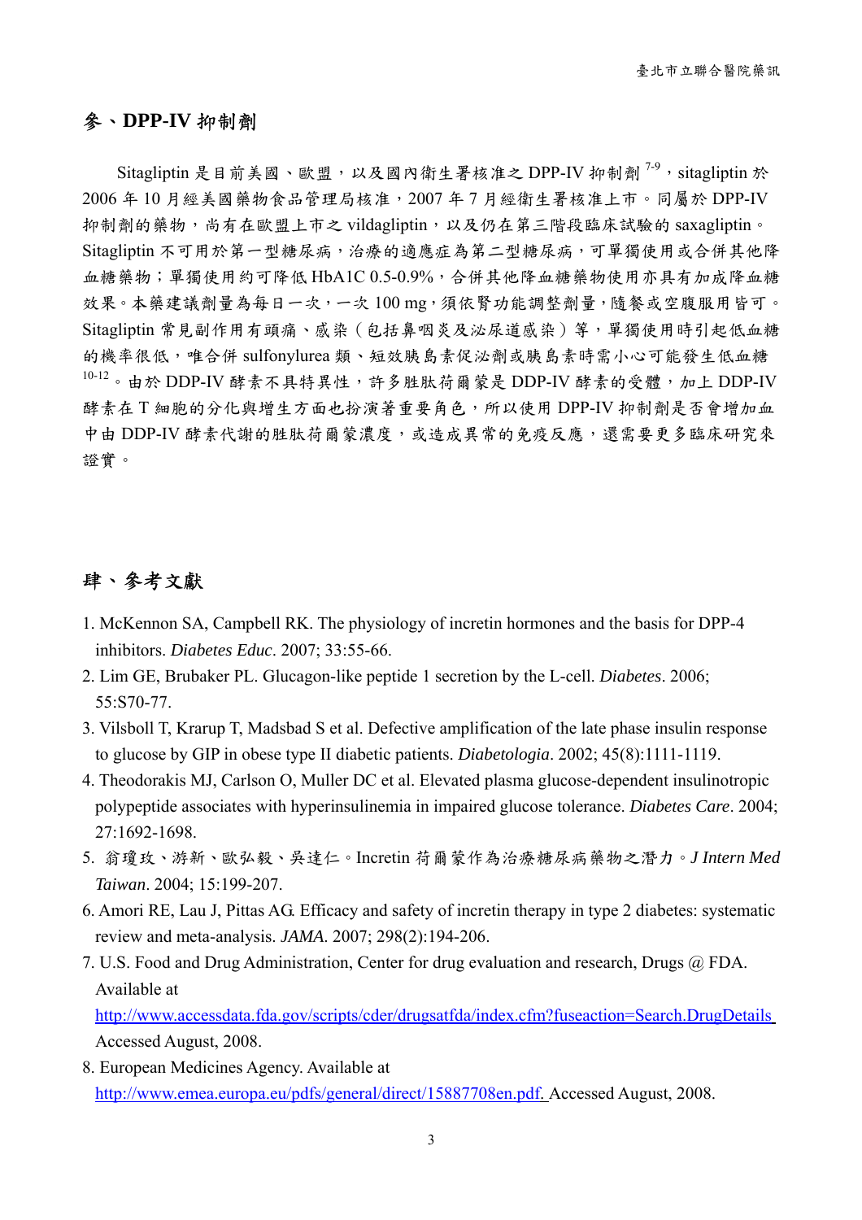## 參、DPP-IV 抑制劑

Sitagliptin 是目前美國、歐盟，以及國內衛生署核准之 DPP-IV 抑制劑 [7-9]，sitagliptin 於 2006 年 10 月經美國藥物食品管理局核准，2007 年 7 月經衛生署核准上市。同屬於 DPP-IV 抑制劑的藥物，尚有在歐盟上市之 vildagliptin，以及仍在第三階段臨床試驗的 saxagliptin。Sitagliptin 不可用於第一型糖尿病，治療的適應症為第二型糖尿病，可單獨使用或合併其他降血糖藥物；單獨使用約可降低 HbA1C 0.5-0.9%，合併其他降血糖藥物使用亦具有加成降血糖效果。本藥建議劑量為每日一次，一次 100 mg，須依腎功能調整劑量，隨餐或空腹服用皆可。Sitagliptin 常見副作用有頭痛、感染（包括鼻咽炎及泌尿道感染）等，單獨使用時引起低血糖的機率很低，唯合併 sulfonylurea 類、短效胰島素促泌劑或胰島素時需小心可能發生低血糖 [10-12]。由於 DDP-IV 酵素不具特異性，許多胜肽荷爾蒙是 DDP-IV 酵素的受體，加上 DDP-IV 酵素在 T 細胞的分化與增生方面也扮演著重要角色，所以使用 DPP-IV 抑制劑是否會增加血中由 DDP-IV 酵素代謝的胜肽荷爾蒙濃度，或造成異常的免疫反應，還需要更多臨床研究來證實。

## 肆、參考文獻

1. McKennon SA, Campbell RK. The physiology of incretin hormones and the basis for DPP-4 inhibitors. *Diabetes Educ*. 2007; 33:55-66.
2. Lim GE, Brubaker PL. Glucagon-like peptide 1 secretion by the L-cell. *Diabetes*. 2006; 55:S70-77.
3. Vilsboll T, Krarup T, Madsbad S et al. Defective amplification of the late phase insulin response to glucose by GIP in obese type II diabetic patients. *Diabetologia*. 2002; 45(8):1111-1119.
4. Theodorakis MJ, Carlson O, Muller DC et al. Elevated plasma glucose-dependent insulinotropic polypeptide associates with hyperinsulinemia in impaired glucose tolerance. *Diabetes Care*. 2004; 27:1692-1698.
5. 翁瓊玫、游新、歐弘毅、吳達仁。Incretin 荷爾蒙作為治療糖尿病藥物之潛力。*J Intern Med Taiwan*. 2004; 15:199-207.
6. Amori RE, Lau J, Pittas AG. Efficacy and safety of incretin therapy in type 2 diabetes: systematic review and meta-analysis. *JAMA*. 2007; 298(2):194-206.
7. U.S. Food and Drug Administration, Center for drug evaluation and research, Drugs @ FDA. Available at http://www.accessdata.fda.gov/scripts/cder/drugsatfda/index.cfm?fuseaction=Search.DrugDetails Accessed August, 2008.
8. European Medicines Agency. Available at http://www.emea.europa.eu/pdfs/general/direct/15887708en.pdf. Accessed August, 2008.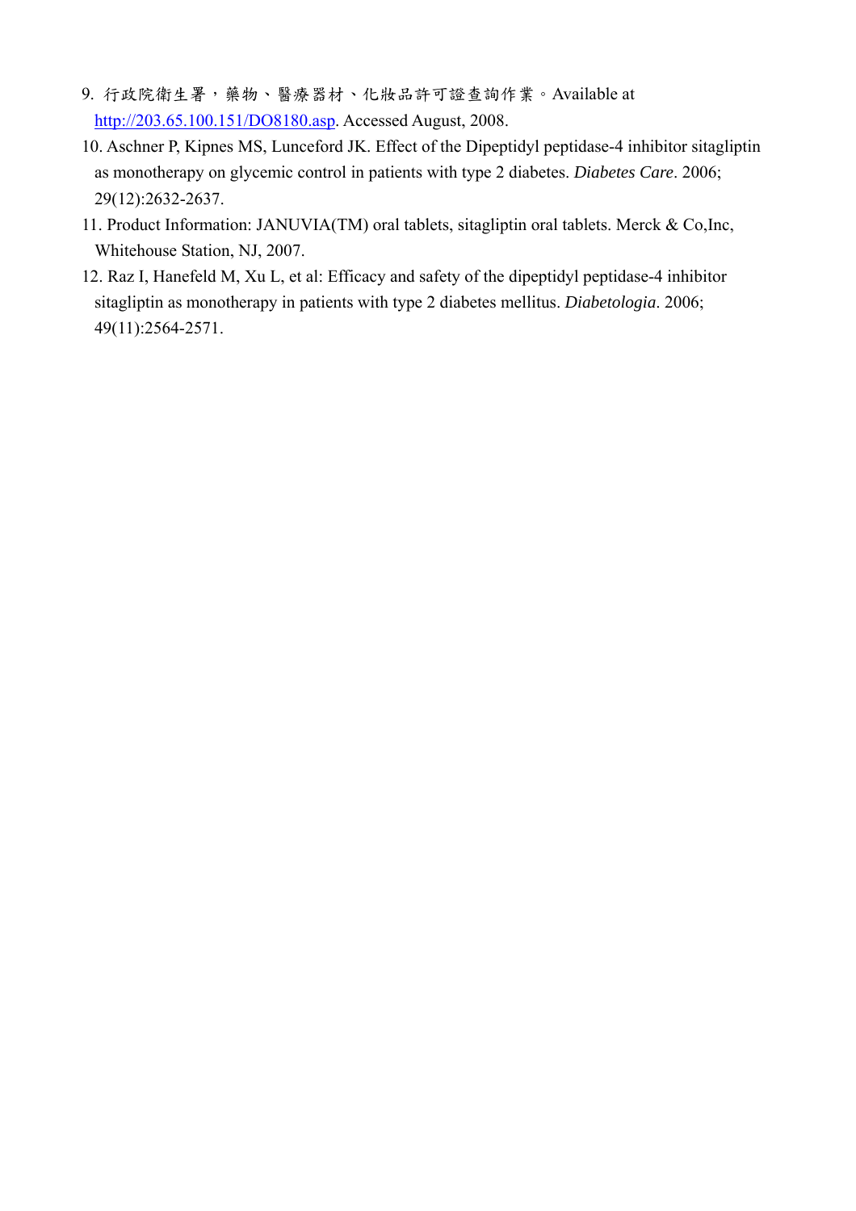9. 行政院衛生署，藥物、醫療器材、化妝品許可證查詢作業。Available at http://203.65.100.151/DO8180.asp. Accessed August, 2008.
10. Aschner P, Kipnes MS, Lunceford JK. Effect of the Dipeptidyl peptidase-4 inhibitor sitagliptin as monotherapy on glycemic control in patients with type 2 diabetes. *Diabetes Care*. 2006; 29(12):2632-2637.
11. Product Information: JANUVIA(TM) oral tablets, sitagliptin oral tablets. Merck & Co,Inc, Whitehouse Station, NJ, 2007.
12. Raz I, Hanefeld M, Xu L, et al: Efficacy and safety of the dipeptidyl peptidase-4 inhibitor sitagliptin as monotherapy in patients with type 2 diabetes mellitus. *Diabetologia*. 2006; 49(11):2564-2571.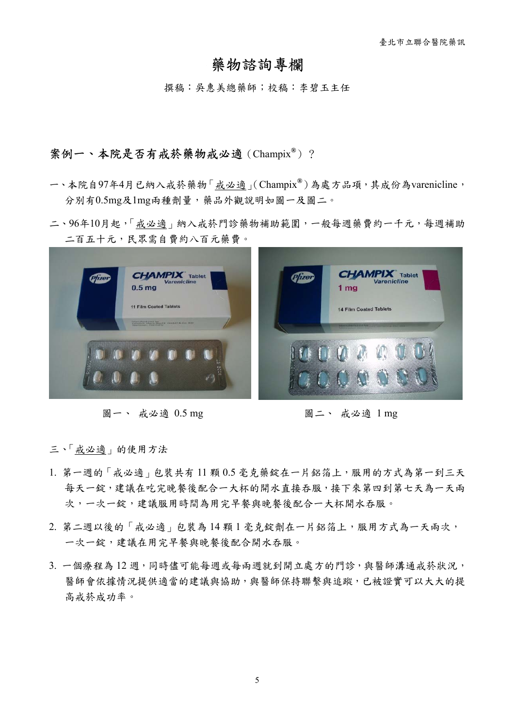# 藥物諮詢專欄

撰稿：吳惠美總藥師；校稿：李碧玉主任

## 案例一、本院是否有戒菸藥物戒必適（Champix®）？

一、本院自97年4月已納入戒菸藥物「戒必適」(Champix®)為處方品項，其成份為varenicline，分別有0.5mg及1mg兩種劑量，藥品外觀說明如圖一及圖二。

二、96年10月起，「戒必適」納入戒菸門診藥物補助範圍，一般每週藥費約一千元，每週補助二百五十元，民眾需自費約八百元藥費。

圖一、 戒必適 0.5 mg

圖二、 戒必適 1 mg

三、「戒必適」的使用方法

1. 第一週的「戒必適」包裝共有 11 顆 0.5 毫克藥錠在一片鋁箔上，服用的方式為第一到三天每天一錠，建議在吃完晚餐後配合一大杯的開水直接吞服，接下來第四到第七天為一天兩次，一次一錠，建議服用時間為用完早餐與晚餐後配合一大杯開水吞服。
2. 第二週以後的「戒必適」包裝為 14 顆 1 毫克錠劑在一片鋁箔上，服用方式為一天兩次，一次一錠，建議在用完早餐與晚餐後配合開水吞服。
3. 一個療程為 12 週，同時儘可能每週或每兩週就到開立處方的門診，與醫師溝通戒菸狀況，醫師會依據情況提供適當的建議與協助，與醫師保持聯繫與追蹤，已被證實可以大大的提高戒菸成功率。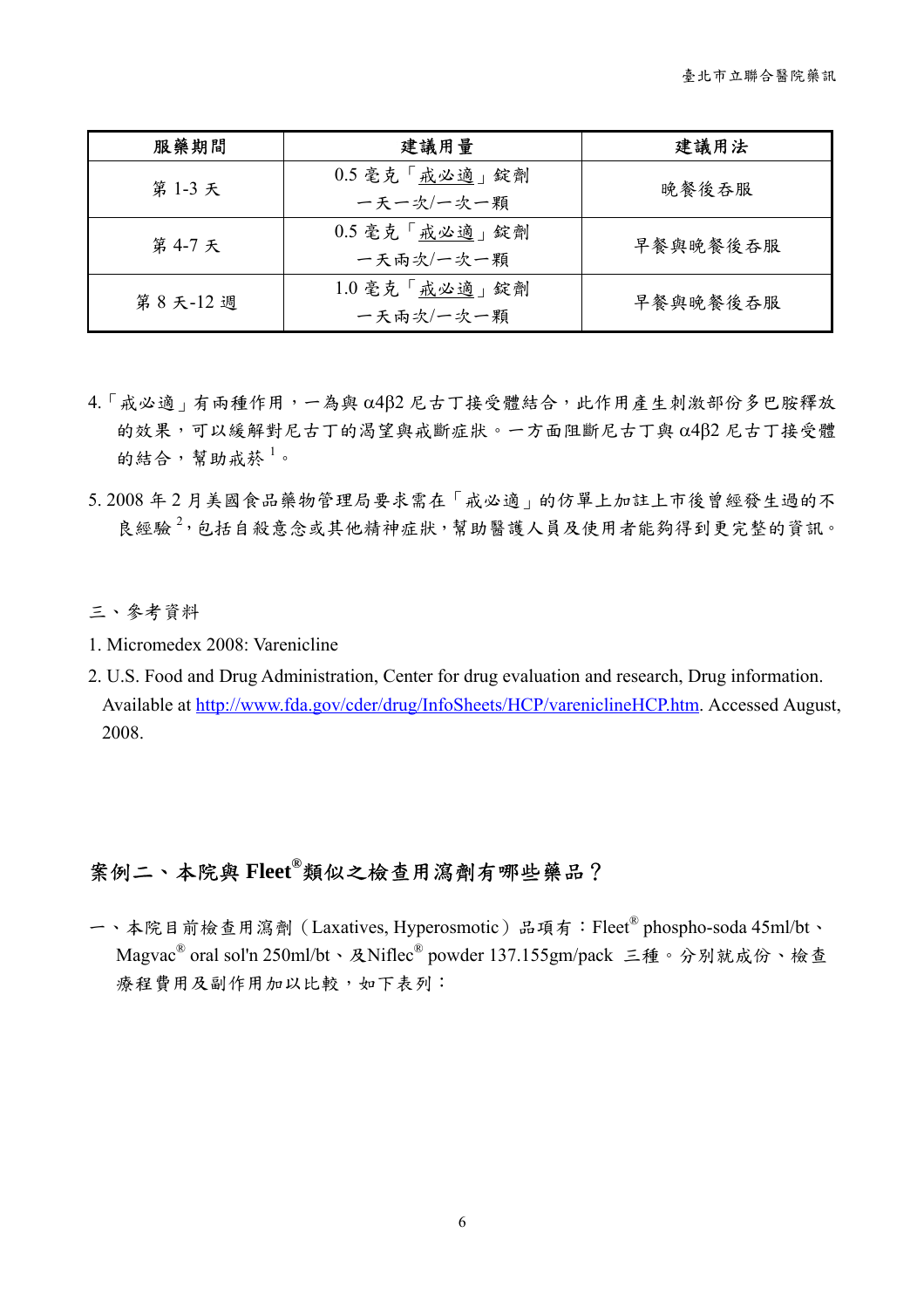| 服藥期間 | 建議用量 | 建議用法 |
|---|---|---|
| 第 1-3 天 | 0.5 毫克「戒必適」錠劑<br>一天一次/一次一顆 | 晚餐後吞服 |
| 第 4-7 天 | 0.5 毫克「戒必適」錠劑<br>一天兩次/一次一顆 | 早餐與晚餐後吞服 |
| 第 8 天-12 週 | 1.0 毫克「戒必適」錠劑<br>一天兩次/一次一顆 | 早餐與晚餐後吞服 |

4.「戒必適」有兩種作用，一為與 α4β2 尼古丁接受體結合，此作用產生刺激部份多巴胺釋放的效果，可以緩解對尼古丁的渴望與戒斷症狀。一方面阻斷尼古丁與 α4β2 尼古丁接受體的結合，幫助戒菸[1]。

5. 2008 年 2 月美國食品藥物管理局要求需在「戒必適」的仿單上加註上市後曾經發生過的不良經驗[2]，包括自殺意念或其他精神症狀，幫助醫護人員及使用者能夠得到更完整的資訊。

三、參考資料

1. Micromedex 2008: Varenicline
2. U.S. Food and Drug Administration, Center for drug evaluation and research, Drug information. Available at http://www.fda.gov/cder/drug/InfoSheets/HCP/vareniclineHCP.htm. Accessed August, 2008.

## 案例二、本院與 Fleet®類似之檢查用瀉劑有哪些藥品？

一、本院目前檢查用瀉劑（Laxatives, Hyperosmotic）品項有：Fleet® phospho-soda 45ml/bt、Magvac® oral sol'n 250ml/bt、及Niflec® powder 137.155gm/pack 三種。分別就成份、檢查療程費用及副作用加以比較，如下表列：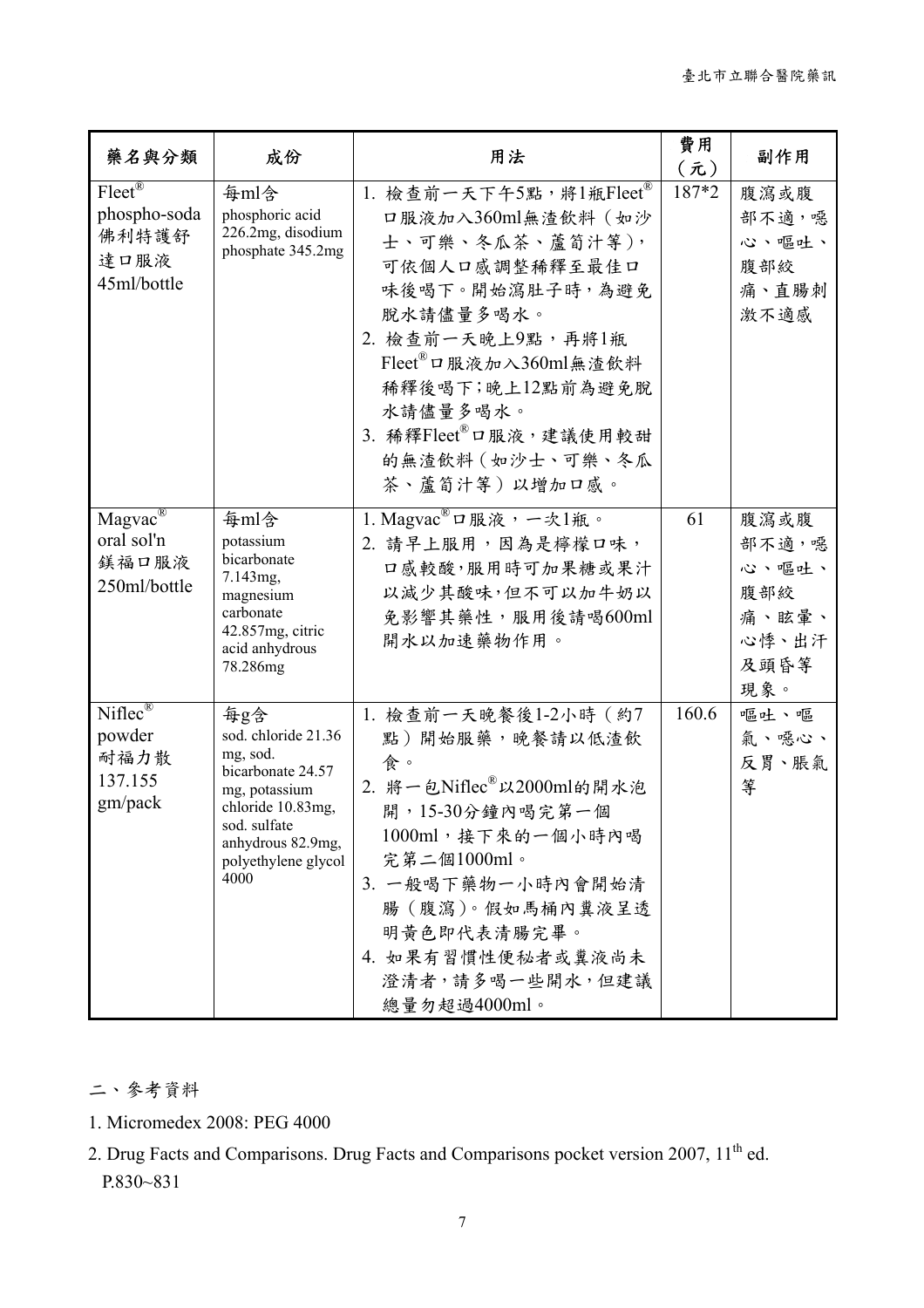| 藥名與分類 | 成份 | 用法 | 費用（元） | 副作用 |
|---|---|---|---|---|
| Fleet® phospho-soda 佛利特護舒達口服液 45ml/bottle | 每ml含 phosphoric acid 226.2mg, disodium phosphate 345.2mg | 1. 檢查前一天下午5點，將1瓶Fleet®口服液加入360ml無渣飲料（如沙士、可樂、冬瓜茶、蘆筍汁等），可依個人口感調整稀釋至最佳口味後喝下。開始瀉肚子時，為避免脫水請儘量多喝水。<br>2. 檢查前一天晚上9點，再將1瓶Fleet®口服液加入360ml無渣飲料稀釋後喝下；晚上12點前為避免脫水請儘量多喝水。<br>3. 稀釋Fleet®口服液，建議使用較甜的無渣飲料（如沙士、可樂、冬瓜茶、蘆筍汁等）以增加口感。 | 187*2 | 腹瀉或腹部不適，噁心、嘔吐、腹部絞痛、直腸刺激不適感 |
| Magvac® oral sol'n 鎂福口服液 250ml/bottle | 每ml含 potassium bicarbonate 7.143mg, magnesium carbonate 42.857mg, citric acid anhydrous 78.286mg | 1. Magvac®口服液，一次1瓶。<br>2. 請早上服用，因為是檸檬口味，口感較酸，服用時可加果糖或果汁以減少其酸味，但不可以加牛奶以免影響其藥性，服用後請喝600ml開水以加速藥物作用。 | 61 | 腹瀉或腹部不適，噁心、嘔吐、腹部絞痛、眩暈、心悸、出汗及頭昏等現象。 |
| Niflec® powder 耐福力散 137.155 gm/pack | 每g含 sod. chloride 21.36 mg, sod. bicarbonate 24.57 mg, potassium chloride 10.83mg, sod. sulfate anhydrous 82.9mg, polyethylene glycol 4000 | 1. 檢查前一天晚餐後1-2小時（約7點）開始服藥，晚餐請以低渣飲食。<br>2. 將一包Niflec®以2000ml的開水泡開，15-30分鐘內喝完第一個1000ml，接下來的一個小時內喝完第二個1000ml。<br>3. 一般喝下藥物一小時內會開始清腸（腹瀉）。假如馬桶內糞液呈透明黃色即代表清腸完畢。<br>4. 如果有習慣性便秘者或糞液尚未澄清者，請多喝一些開水，但建議總量勿超過4000ml。 | 160.6 | 嘔吐、嘔氣、噁心、反胃、脹氣等 |

## 二、參考資料

1. Micromedex 2008: PEG 4000
2. Drug Facts and Comparisons. Drug Facts and Comparisons pocket version 2007, 11th ed. P.830~831